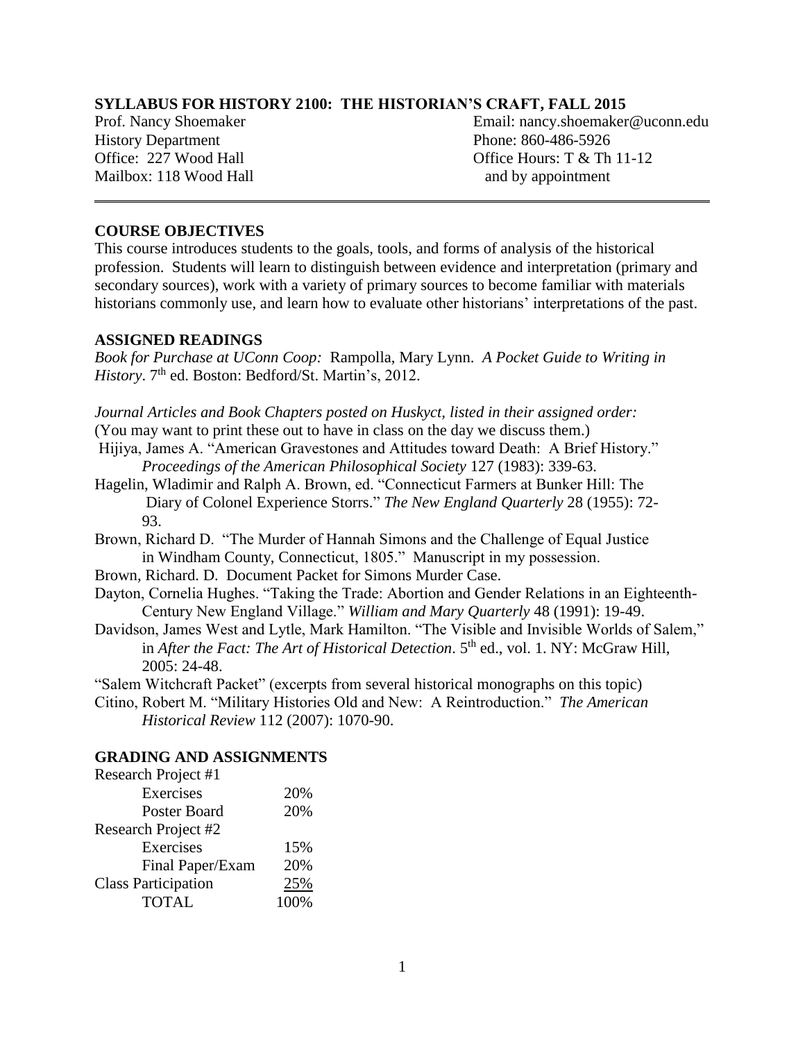# SYLLABUS FOR HISTORY 2100: THE HISTORIAN'S CRAFT, FALL 2015

Prof. Nancy Shoemaker
History Department
Office: 227 Wood Hall
Mailbox: 118 Wood Hall

Email: nancy.shoemaker@uconn.edu
Phone: 860-486-5926
Office Hours: T & Th 11-12
and by appointment

## COURSE OBJECTIVES

This course introduces students to the goals, tools, and forms of analysis of the historical profession. Students will learn to distinguish between evidence and interpretation (primary and secondary sources), work with a variety of primary sources to become familiar with materials historians commonly use, and learn how to evaluate other historians' interpretations of the past.

## ASSIGNED READINGS

*Book for Purchase at UConn Coop:* Rampolla, Mary Lynn. *A Pocket Guide to Writing in History*. 7th ed. Boston: Bedford/St. Martin's, 2012.

*Journal Articles and Book Chapters posted on Huskyct, listed in their assigned order:*
(You may want to print these out to have in class on the day we discuss them.)

Hijiya, James A. "American Gravestones and Attitudes toward Death: A Brief History." *Proceedings of the American Philosophical Society* 127 (1983): 339-63.

Hagelin, Wladimir and Ralph A. Brown, ed. "Connecticut Farmers at Bunker Hill: The Diary of Colonel Experience Storrs." *The New England Quarterly* 28 (1955): 72-93.

Brown, Richard D. "The Murder of Hannah Simons and the Challenge of Equal Justice in Windham County, Connecticut, 1805." Manuscript in my possession.

Brown, Richard. D. Document Packet for Simons Murder Case.

Dayton, Cornelia Hughes. "Taking the Trade: Abortion and Gender Relations in an Eighteenth-Century New England Village." *William and Mary Quarterly* 48 (1991): 19-49.

Davidson, James West and Lytle, Mark Hamilton. "The Visible and Invisible Worlds of Salem," in *After the Fact: The Art of Historical Detection*. 5th ed., vol. 1. NY: McGraw Hill, 2005: 24-48.

"Salem Witchcraft Packet" (excerpts from several historical monographs on this topic)

Citino, Robert M. "Military Histories Old and New: A Reintroduction." *The American Historical Review* 112 (2007): 1070-90.

## GRADING AND ASSIGNMENTS

| Assignment | Weight |
|---|---|
| Research Project #1 | |
| Exercises | 20% |
| Poster Board | 20% |
| Research Project #2 | |
| Exercises | 15% |
| Final Paper/Exam | 20% |
| Class Participation | 25% |
| TOTAL | 100% |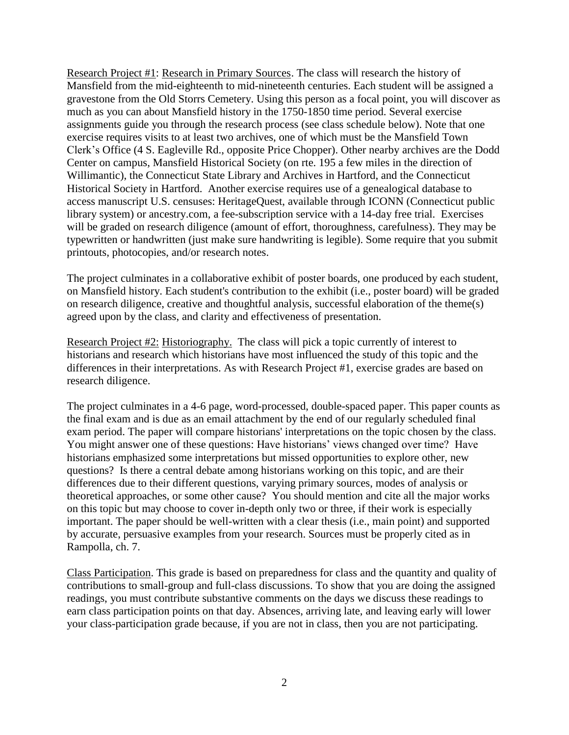Research Project #1: Research in Primary Sources. The class will research the history of Mansfield from the mid-eighteenth to mid-nineteenth centuries. Each student will be assigned a gravestone from the Old Storrs Cemetery. Using this person as a focal point, you will discover as much as you can about Mansfield history in the 1750-1850 time period. Several exercise assignments guide you through the research process (see class schedule below). Note that one exercise requires visits to at least two archives, one of which must be the Mansfield Town Clerk's Office (4 S. Eagleville Rd., opposite Price Chopper). Other nearby archives are the Dodd Center on campus, Mansfield Historical Society (on rte. 195 a few miles in the direction of Willimantic), the Connecticut State Library and Archives in Hartford, and the Connecticut Historical Society in Hartford. Another exercise requires use of a genealogical database to access manuscript U.S. censuses: HeritageQuest, available through ICONN (Connecticut public library system) or ancestry.com, a fee-subscription service with a 14-day free trial. Exercises will be graded on research diligence (amount of effort, thoroughness, carefulness). They may be typewritten or handwritten (just make sure handwriting is legible). Some require that you submit printouts, photocopies, and/or research notes.

The project culminates in a collaborative exhibit of poster boards, one produced by each student, on Mansfield history. Each student's contribution to the exhibit (i.e., poster board) will be graded on research diligence, creative and thoughtful analysis, successful elaboration of the theme(s) agreed upon by the class, and clarity and effectiveness of presentation.

Research Project #2: Historiography. The class will pick a topic currently of interest to historians and research which historians have most influenced the study of this topic and the differences in their interpretations. As with Research Project #1, exercise grades are based on research diligence.

The project culminates in a 4-6 page, word-processed, double-spaced paper. This paper counts as the final exam and is due as an email attachment by the end of our regularly scheduled final exam period. The paper will compare historians' interpretations on the topic chosen by the class. You might answer one of these questions: Have historians' views changed over time? Have historians emphasized some interpretations but missed opportunities to explore other, new questions? Is there a central debate among historians working on this topic, and are their differences due to their different questions, varying primary sources, modes of analysis or theoretical approaches, or some other cause? You should mention and cite all the major works on this topic but may choose to cover in-depth only two or three, if their work is especially important. The paper should be well-written with a clear thesis (i.e., main point) and supported by accurate, persuasive examples from your research. Sources must be properly cited as in Rampolla, ch. 7.

Class Participation. This grade is based on preparedness for class and the quantity and quality of contributions to small-group and full-class discussions. To show that you are doing the assigned readings, you must contribute substantive comments on the days we discuss these readings to earn class participation points on that day. Absences, arriving late, and leaving early will lower your class-participation grade because, if you are not in class, then you are not participating.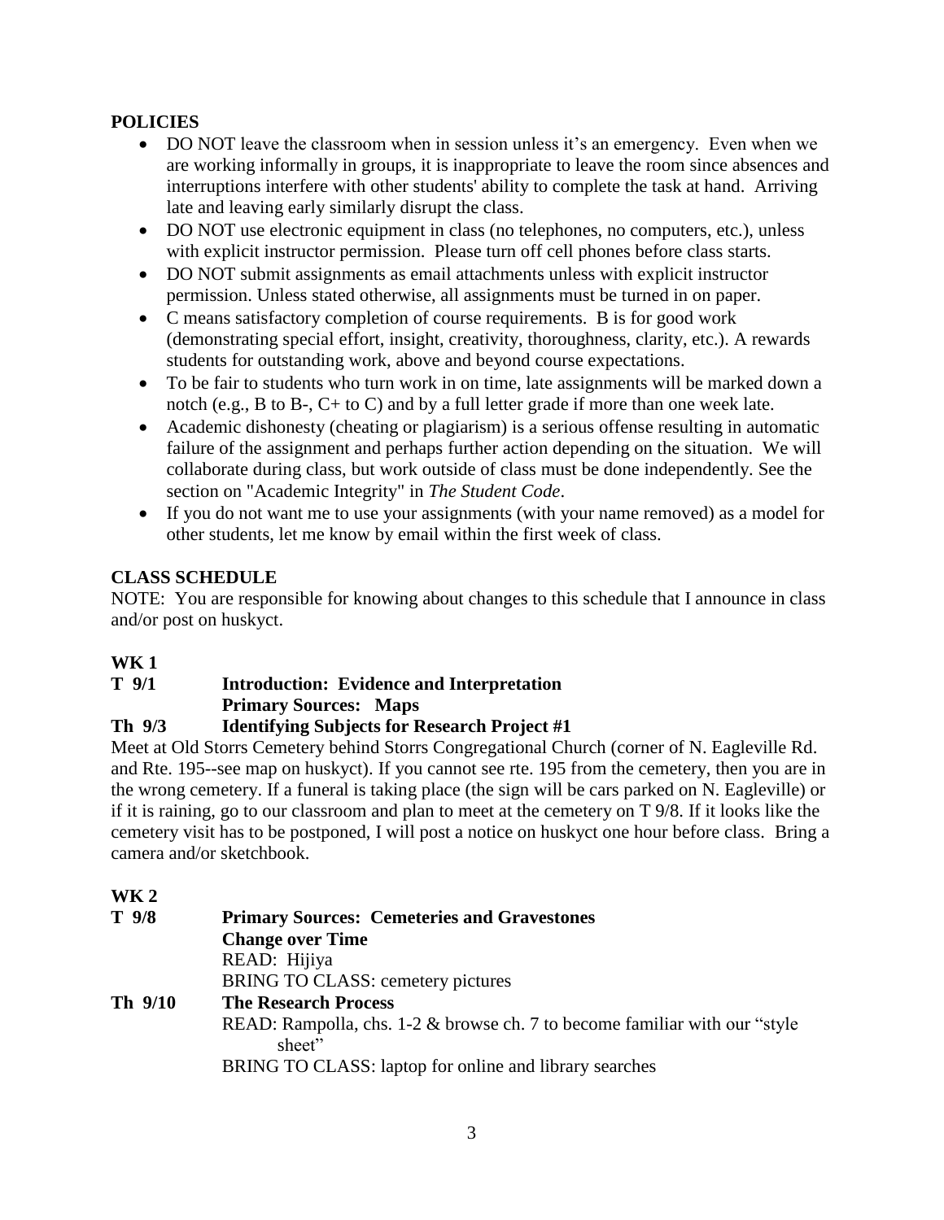## POLICIES

- DO NOT leave the classroom when in session unless it's an emergency. Even when we are working informally in groups, it is inappropriate to leave the room since absences and interruptions interfere with other students' ability to complete the task at hand. Arriving late and leaving early similarly disrupt the class.
- DO NOT use electronic equipment in class (no telephones, no computers, etc.), unless with explicit instructor permission. Please turn off cell phones before class starts.
- DO NOT submit assignments as email attachments unless with explicit instructor permission. Unless stated otherwise, all assignments must be turned in on paper.
- C means satisfactory completion of course requirements. B is for good work (demonstrating special effort, insight, creativity, thoroughness, clarity, etc.). A rewards students for outstanding work, above and beyond course expectations.
- To be fair to students who turn work in on time, late assignments will be marked down a notch (e.g., B to B-, C+ to C) and by a full letter grade if more than one week late.
- Academic dishonesty (cheating or plagiarism) is a serious offense resulting in automatic failure of the assignment and perhaps further action depending on the situation. We will collaborate during class, but work outside of class must be done independently. See the section on "Academic Integrity" in *The Student Code*.
- If you do not want me to use your assignments (with your name removed) as a model for other students, let me know by email within the first week of class.

## CLASS SCHEDULE

NOTE: You are responsible for knowing about changes to this schedule that I announce in class and/or post on huskyct.

### WK 1

**T 9/1** **Introduction: Evidence and Interpretation**
**Primary Sources: Maps**

**Th 9/3** **Identifying Subjects for Research Project #1**

Meet at Old Storrs Cemetery behind Storrs Congregational Church (corner of N. Eagleville Rd. and Rte. 195--see map on huskyct). If you cannot see rte. 195 from the cemetery, then you are in the wrong cemetery. If a funeral is taking place (the sign will be cars parked on N. Eagleville) or if it is raining, go to our classroom and plan to meet at the cemetery on T 9/8. If it looks like the cemetery visit has to be postponed, I will post a notice on huskyct one hour before class. Bring a camera and/or sketchbook.

### WK 2

**T 9/8** **Primary Sources: Cemeteries and Gravestones**
**Change over Time**
READ: Hijiya
BRING TO CLASS: cemetery pictures

**Th 9/10** **The Research Process**
READ: Rampolla, chs. 1-2 & browse ch. 7 to become familiar with our "style sheet"
BRING TO CLASS: laptop for online and library searches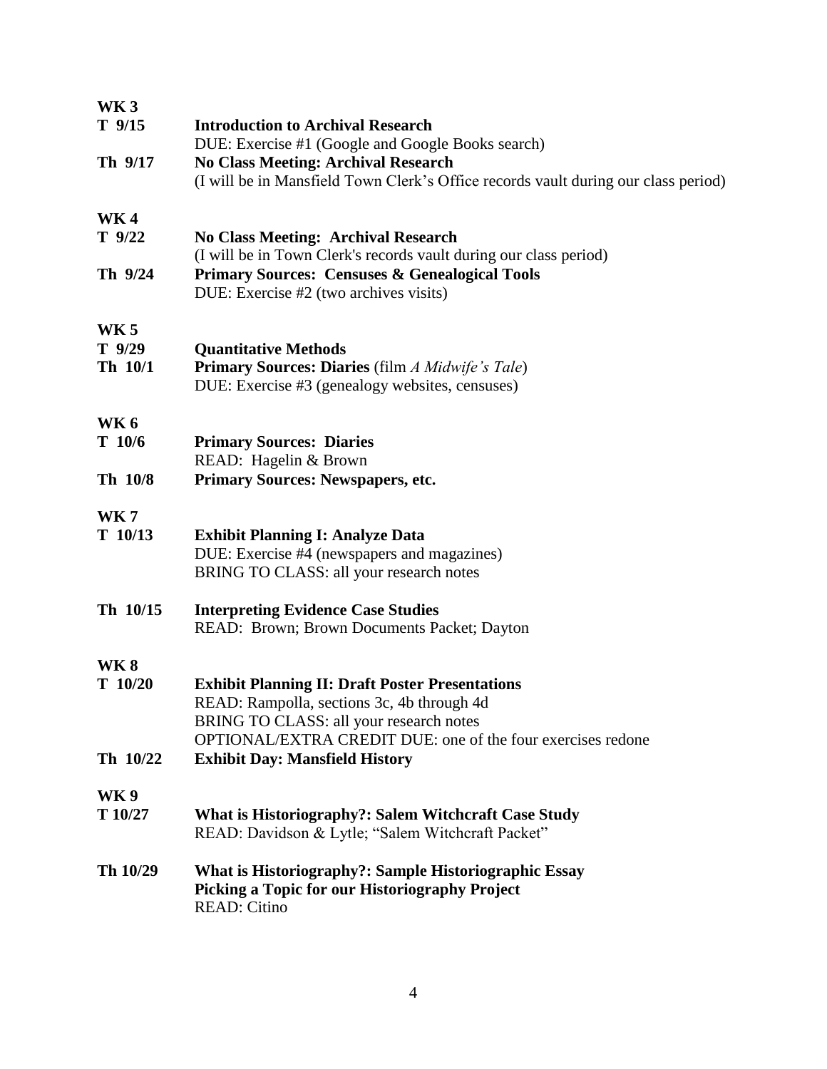**WK 3**

**T 9/15** **Introduction to Archival Research**
DUE: Exercise #1 (Google and Google Books search)

**Th 9/17** **No Class Meeting: Archival Research**
(I will be in Mansfield Town Clerk's Office records vault during our class period)

**WK 4**

**T 9/22** **No Class Meeting: Archival Research**
(I will be in Town Clerk's records vault during our class period)

**Th 9/24** **Primary Sources: Censuses & Genealogical Tools**
DUE: Exercise #2 (two archives visits)

**WK 5**

**T 9/29** **Quantitative Methods**

**Th 10/1** **Primary Sources: Diaries** (film *A Midwife's Tale*)
DUE: Exercise #3 (genealogy websites, censuses)

**WK 6**

**T 10/6** **Primary Sources: Diaries**
READ: Hagelin & Brown

**Th 10/8** **Primary Sources: Newspapers, etc.**

**WK 7**

**T 10/13** **Exhibit Planning I: Analyze Data**
DUE: Exercise #4 (newspapers and magazines)
BRING TO CLASS: all your research notes

**Th 10/15** **Interpreting Evidence Case Studies**
READ: Brown; Brown Documents Packet; Dayton

**WK 8**

**T 10/20** **Exhibit Planning II: Draft Poster Presentations**
READ: Rampolla, sections 3c, 4b through 4d
BRING TO CLASS: all your research notes
OPTIONAL/EXTRA CREDIT DUE: one of the four exercises redone

**Th 10/22** **Exhibit Day: Mansfield History**

**WK 9**

**T 10/27** **What is Historiography?: Salem Witchcraft Case Study**
READ: Davidson & Lytle; "Salem Witchcraft Packet"

**Th 10/29** **What is Historiography?: Sample Historiographic Essay**
**Picking a Topic for our Historiography Project**
READ: Citino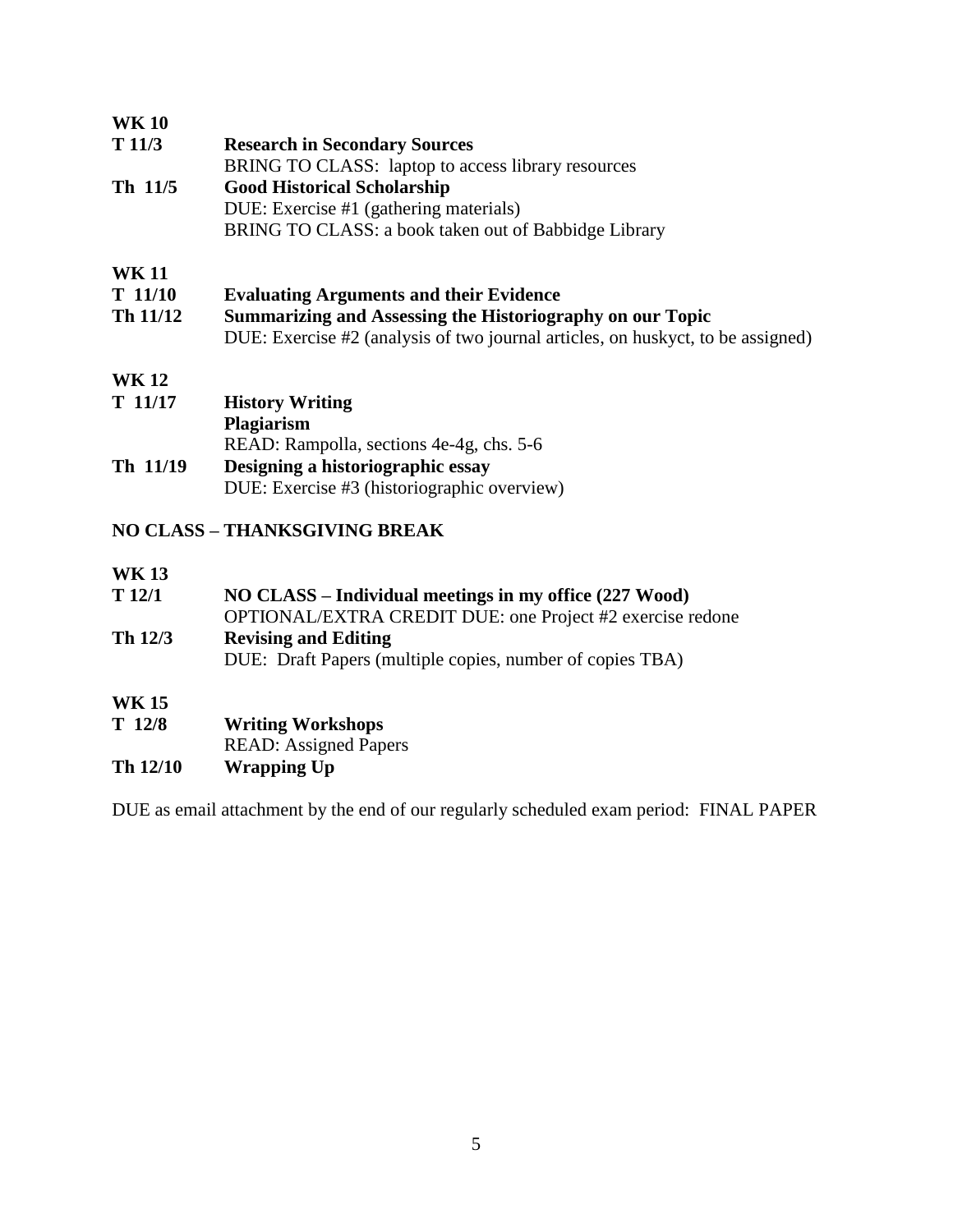**WK 10**

**T 11/3** **Research in Secondary Sources**
BRING TO CLASS: laptop to access library resources

**Th 11/5** **Good Historical Scholarship**
DUE: Exercise #1 (gathering materials)
BRING TO CLASS: a book taken out of Babbidge Library

**WK 11**

**T 11/10** **Evaluating Arguments and their Evidence**

**Th 11/12** **Summarizing and Assessing the Historiography on our Topic**
DUE: Exercise #2 (analysis of two journal articles, on huskyct, to be assigned)

**WK 12**

**T 11/17** **History Writing**
**Plagiarism**
READ: Rampolla, sections 4e-4g, chs. 5-6

**Th 11/19** **Designing a historiographic essay**
DUE: Exercise #3 (historiographic overview)

**NO CLASS – THANKSGIVING BREAK**

**WK 13**

**T 12/1** **NO CLASS – Individual meetings in my office (227 Wood)**
OPTIONAL/EXTRA CREDIT DUE: one Project #2 exercise redone

**Th 12/3** **Revising and Editing**
DUE: Draft Papers (multiple copies, number of copies TBA)

**WK 15**

**T 12/8** **Writing Workshops**
READ: Assigned Papers

**Th 12/10** **Wrapping Up**

DUE as email attachment by the end of our regularly scheduled exam period: FINAL PAPER